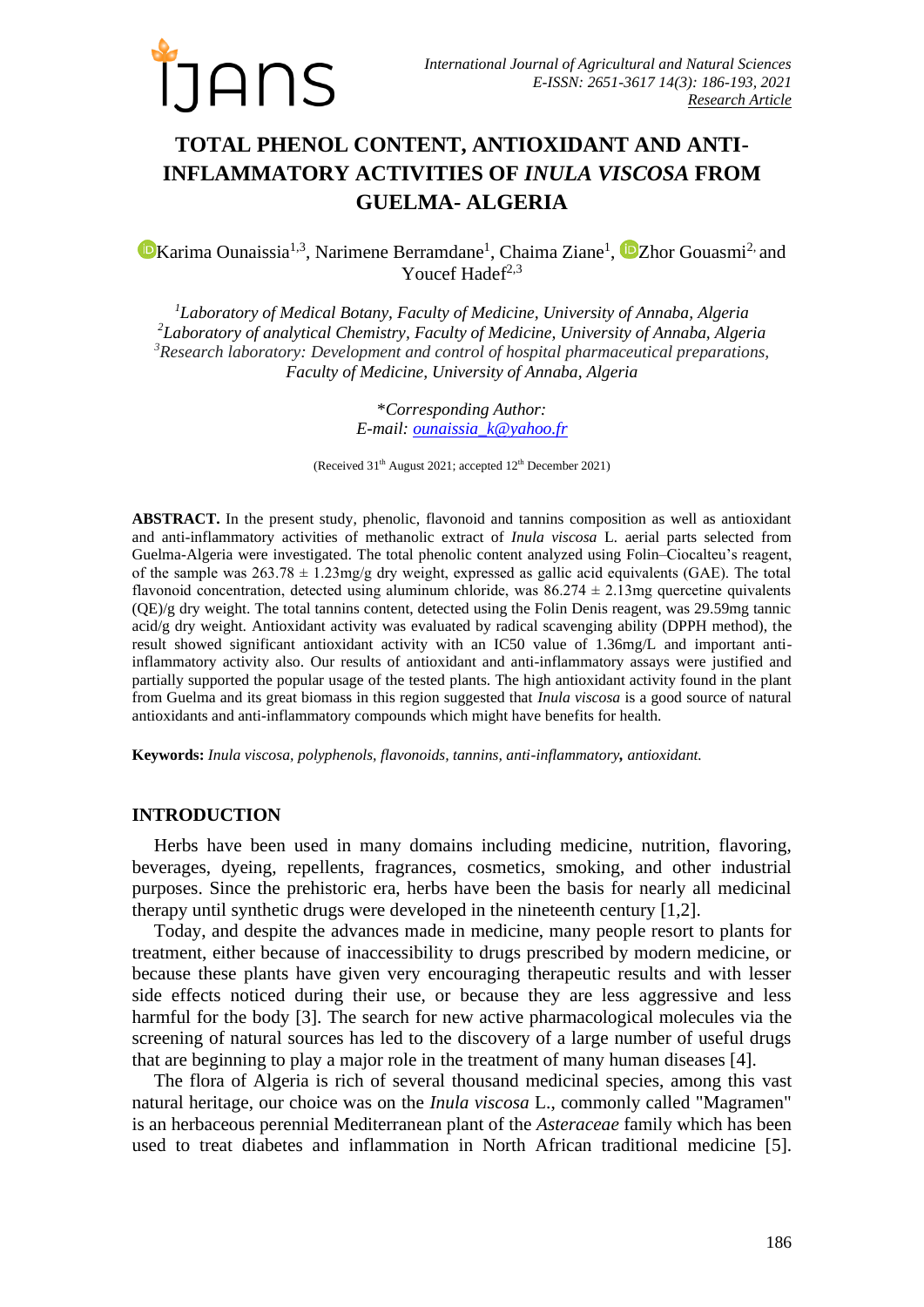# TOTAL PHENOL CONTENT, ANTIOXIDANT AND ANTI-INFLAMMATORY ACTIVITIES OF *INULA VISCOSA* FROM GUELMA- ALGERIA

Karima Ounaissia[1,3], Narimene Berramdane[1], Chaima Ziane[1], Zhor Gouasmi[2,] and Youcef Hadef[2,3]

[1]*Laboratory of Medical Botany, Faculty of Medicine, University of Annaba, Algeria*
[2]*Laboratory of analytical Chemistry, Faculty of Medicine, University of Annaba, Algeria*
[3]*Research laboratory: Development and control of hospital pharmaceutical preparations, Faculty of Medicine, University of Annaba, Algeria*

*\*Corresponding Author:*
*E-mail: ounaissia_k@yahoo.fr*

(Received 31[th] August 2021; accepted 12[th] December 2021)

**ABSTRACT.** In the present study, phenolic, flavonoid and tannins composition as well as antioxidant and anti-inflammatory activities of methanolic extract of *Inula viscosa* L. aerial parts selected from Guelma-Algeria were investigated. The total phenolic content analyzed using Folin–Ciocalteu's reagent, of the sample was 263.78 ± 1.23mg/g dry weight, expressed as gallic acid equivalents (GAE). The total flavonoid concentration, detected using aluminum chloride, was 86.274 ± 2.13mg quercetine quivalents (QE)/g dry weight. The total tannins content, detected using the Folin Denis reagent, was 29.59mg tannic acid/g dry weight. Antioxidant activity was evaluated by radical scavenging ability (DPPH method), the result showed significant antioxidant activity with an IC50 value of 1.36mg/L and important anti-inflammatory activity also. Our results of antioxidant and anti-inflammatory assays were justified and partially supported the popular usage of the tested plants. The high antioxidant activity found in the plant from Guelma and its great biomass in this region suggested that *Inula viscosa* is a good source of natural antioxidants and anti-inflammatory compounds which might have benefits for health.

**Keywords:** *Inula viscosa, polyphenols, flavonoids, tannins, anti-inflammatory***,** *antioxidant.*

## INTRODUCTION

Herbs have been used in many domains including medicine, nutrition, flavoring, beverages, dyeing, repellents, fragrances, cosmetics, smoking, and other industrial purposes. Since the prehistoric era, herbs have been the basis for nearly all medicinal therapy until synthetic drugs were developed in the nineteenth century [1,2].

Today, and despite the advances made in medicine, many people resort to plants for treatment, either because of inaccessibility to drugs prescribed by modern medicine, or because these plants have given very encouraging therapeutic results and with lesser side effects noticed during their use, or because they are less aggressive and less harmful for the body [3]. The search for new active pharmacological molecules via the screening of natural sources has led to the discovery of a large number of useful drugs that are beginning to play a major role in the treatment of many human diseases [4].

The flora of Algeria is rich of several thousand medicinal species, among this vast natural heritage, our choice was on the *Inula viscosa* L., commonly called "Magramen" is an herbaceous perennial Mediterranean plant of the *Asteraceae* family which has been used to treat diabetes and inflammation in North African traditional medicine [5].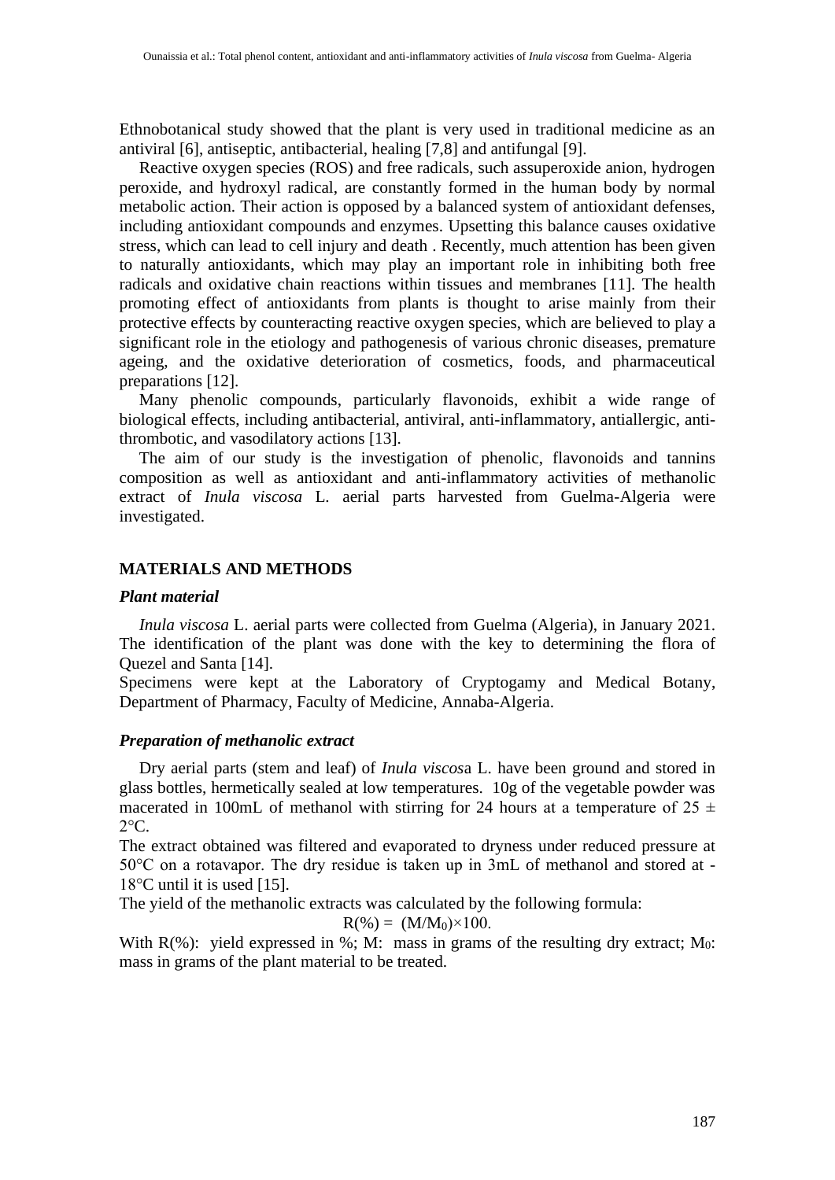Ethnobotanical study showed that the plant is very used in traditional medicine as an antiviral [6], antiseptic, antibacterial, healing [7,8] and antifungal [9].

Reactive oxygen species (ROS) and free radicals, such assuperoxide anion, hydrogen peroxide, and hydroxyl radical, are constantly formed in the human body by normal metabolic action. Their action is opposed by a balanced system of antioxidant defenses, including antioxidant compounds and enzymes. Upsetting this balance causes oxidative stress, which can lead to cell injury and death . Recently, much attention has been given to naturally antioxidants, which may play an important role in inhibiting both free radicals and oxidative chain reactions within tissues and membranes [11]. The health promoting effect of antioxidants from plants is thought to arise mainly from their protective effects by counteracting reactive oxygen species, which are believed to play a significant role in the etiology and pathogenesis of various chronic diseases, premature ageing, and the oxidative deterioration of cosmetics, foods, and pharmaceutical preparations [12].

Many phenolic compounds, particularly flavonoids, exhibit a wide range of biological effects, including antibacterial, antiviral, anti-inflammatory, antiallergic, anti-thrombotic, and vasodilatory actions [13].

The aim of our study is the investigation of phenolic, flavonoids and tannins composition as well as antioxidant and anti-inflammatory activities of methanolic extract of *Inula viscosa* L. aerial parts harvested from Guelma-Algeria were investigated.

## MATERIALS AND METHODS

### *Plant material*

*Inula viscosa* L. aerial parts were collected from Guelma (Algeria), in January 2021. The identification of the plant was done with the key to determining the flora of Quezel and Santa [14].

Specimens were kept at the Laboratory of Cryptogamy and Medical Botany, Department of Pharmacy, Faculty of Medicine, Annaba-Algeria.

### *Preparation of methanolic extract*

Dry aerial parts (stem and leaf) of *Inula viscos*a L. have been ground and stored in glass bottles, hermetically sealed at low temperatures. 10g of the vegetable powder was macerated in 100mL of methanol with stirring for 24 hours at a temperature of 25 ± 2°C.

The extract obtained was filtered and evaporated to dryness under reduced pressure at 50°C on a rotavapor. The dry residue is taken up in 3mL of methanol and stored at -18°C until it is used [15].

The yield of the methanolic extracts was calculated by the following formula:

$$R(\%) = (M/M_0)\times100.$$

With R(%): yield expressed in %; M: mass in grams of the resulting dry extract; $M_0$: mass in grams of the plant material to be treated.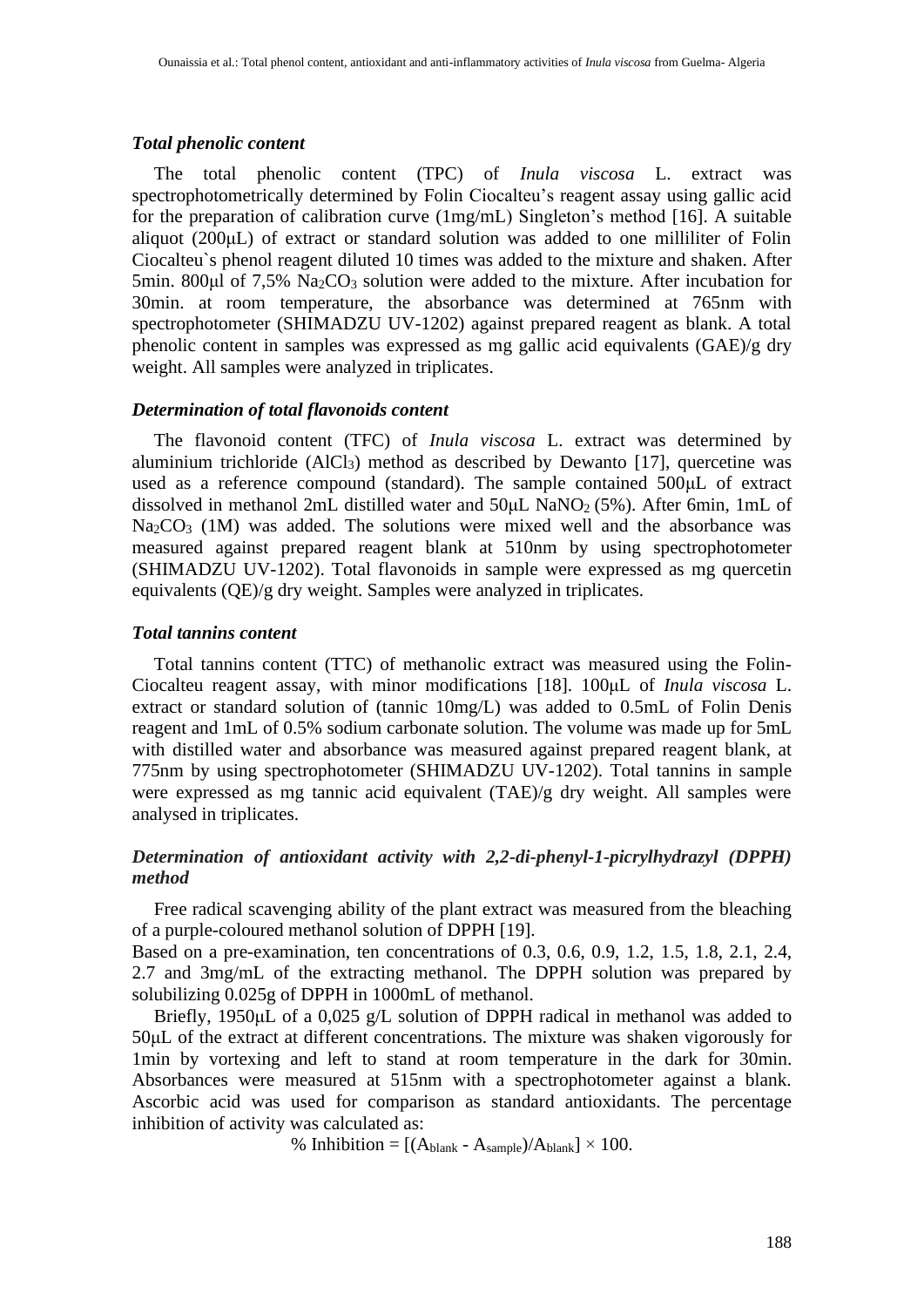### *Total phenolic content*

The total phenolic content (TPC) of *Inula viscosa* L. extract was spectrophotometrically determined by Folin Ciocalteu's reagent assay using gallic acid for the preparation of calibration curve (1mg/mL) Singleton's method [16]. A suitable aliquot (200μL) of extract or standard solution was added to one milliliter of Folin Ciocalteu`s phenol reagent diluted 10 times was added to the mixture and shaken. After 5min. 800μl of 7,5% $Na_2CO_3$ solution were added to the mixture. After incubation for 30min. at room temperature, the absorbance was determined at 765nm with spectrophotometer (SHIMADZU UV-1202) against prepared reagent as blank. A total phenolic content in samples was expressed as mg gallic acid equivalents (GAE)/g dry weight. All samples were analyzed in triplicates.

### *Determination of total flavonoids content*

The flavonoid content (TFC) of *Inula viscosa* L. extract was determined by aluminium trichloride ($AlCl_3$) method as described by Dewanto [17], quercetine was used as a reference compound (standard). The sample contained 500μL of extract dissolved in methanol 2mL distilled water and 50μL $NaNO_2$ (5%). After 6min, 1mL of $Na_2CO_3$ (1M) was added. The solutions were mixed well and the absorbance was measured against prepared reagent blank at 510nm by using spectrophotometer (SHIMADZU UV-1202). Total flavonoids in sample were expressed as mg quercetin equivalents (QE)/g dry weight. Samples were analyzed in triplicates.

### *Total tannins content*

Total tannins content (TTC) of methanolic extract was measured using the Folin-Ciocalteu reagent assay, with minor modifications [18]. 100μL of *Inula viscosa* L. extract or standard solution of (tannic 10mg/L) was added to 0.5mL of Folin Denis reagent and 1mL of 0.5% sodium carbonate solution. The volume was made up for 5mL with distilled water and absorbance was measured against prepared reagent blank, at 775nm by using spectrophotometer (SHIMADZU UV-1202). Total tannins in sample were expressed as mg tannic acid equivalent (TAE)/g dry weight. All samples were analysed in triplicates.

### *Determination of antioxidant activity with 2,2-di-phenyl-1-picrylhydrazyl (DPPH) method*

Free radical scavenging ability of the plant extract was measured from the bleaching of a purple-coloured methanol solution of DPPH [19].
Based on a pre-examination, ten concentrations of 0.3, 0.6, 0.9, 1.2, 1.5, 1.8, 2.1, 2.4, 2.7 and 3mg/mL of the extracting methanol. The DPPH solution was prepared by solubilizing 0.025g of DPPH in 1000mL of methanol.

Briefly, 1950μL of a 0,025 g/L solution of DPPH radical in methanol was added to 50μL of the extract at different concentrations. The mixture was shaken vigorously for 1min by vortexing and left to stand at room temperature in the dark for 30min. Absorbances were measured at 515nm with a spectrophotometer against a blank. Ascorbic acid was used for comparison as standard antioxidants. The percentage inhibition of activity was calculated as:

$$\% \text{ Inhibition} = [(A_{blank} - A_{sample})/A_{blank}] \times 100.$$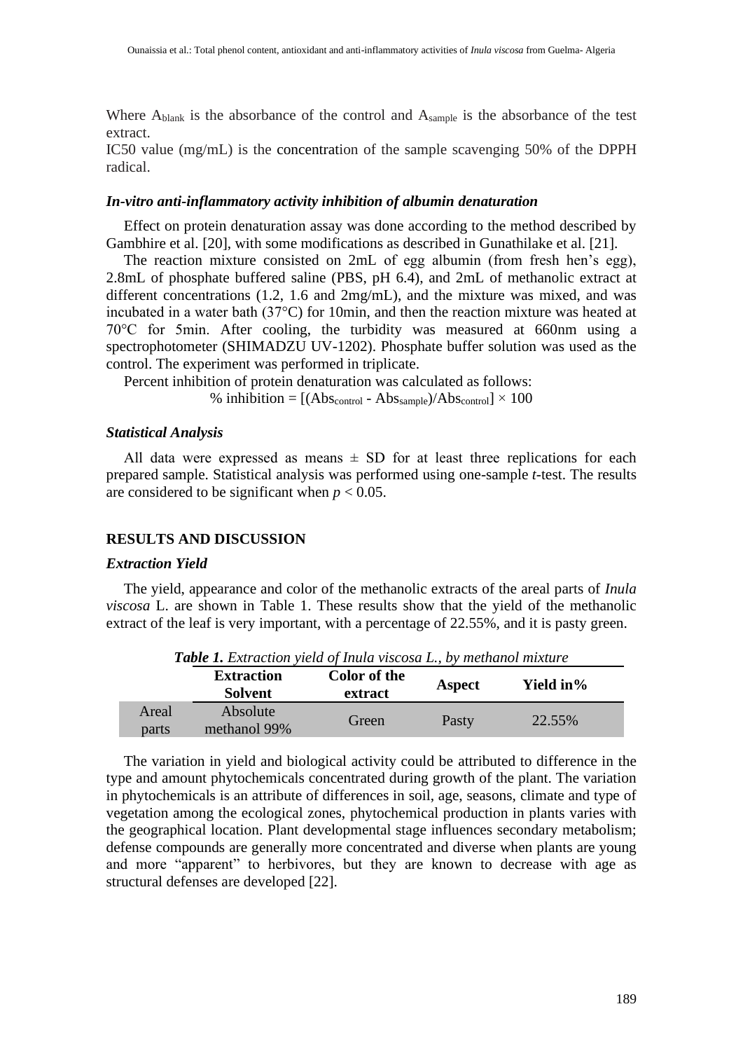Where $A_{blank}$ is the absorbance of the control and $A_{sample}$ is the absorbance of the test extract.

IC50 value (mg/mL) is the concentration of the sample scavenging 50% of the DPPH radical.

### *In-vitro anti-inflammatory activity inhibition of albumin denaturation*

Effect on protein denaturation assay was done according to the method described by Gambhire et al. [20], with some modifications as described in Gunathilake et al. [21].

The reaction mixture consisted on 2mL of egg albumin (from fresh hen's egg), 2.8mL of phosphate buffered saline (PBS, pH 6.4), and 2mL of methanolic extract at different concentrations (1.2, 1.6 and 2mg/mL), and the mixture was mixed, and was incubated in a water bath (37°C) for 10min, and then the reaction mixture was heated at 70°C for 5min. After cooling, the turbidity was measured at 660nm using a spectrophotometer (SHIMADZU UV-1202). Phosphate buffer solution was used as the control. The experiment was performed in triplicate.

Percent inhibition of protein denaturation was calculated as follows:

$$\% \text{ inhibition} = [(Abs_{control} - Abs_{sample})/Abs_{control}] \times 100$$

### *Statistical Analysis*

All data were expressed as means ± SD for at least three replications for each prepared sample. Statistical analysis was performed using one-sample *t*-test. The results are considered to be significant when $p < 0.05$.

## RESULTS AND DISCUSSION

### *Extraction Yield*

The yield, appearance and color of the methanolic extracts of the areal parts of *Inula viscosa* L. are shown in Table 1. These results show that the yield of the methanolic extract of the leaf is very important, with a percentage of 22.55%, and it is pasty green.

***Table 1.*** *Extraction yield of Inula viscosa L., by methanol mixture*

| | Extraction Solvent | Color of the extract | Aspect | Yield in% |
|---|---|---|---|---|
| Areal parts | Absolute methanol 99% | Green | Pasty | 22.55% |

The variation in yield and biological activity could be attributed to difference in the type and amount phytochemicals concentrated during growth of the plant. The variation in phytochemicals is an attribute of differences in soil, age, seasons, climate and type of vegetation among the ecological zones, phytochemical production in plants varies with the geographical location. Plant developmental stage influences secondary metabolism; defense compounds are generally more concentrated and diverse when plants are young and more "apparent" to herbivores, but they are known to decrease with age as structural defenses are developed [22].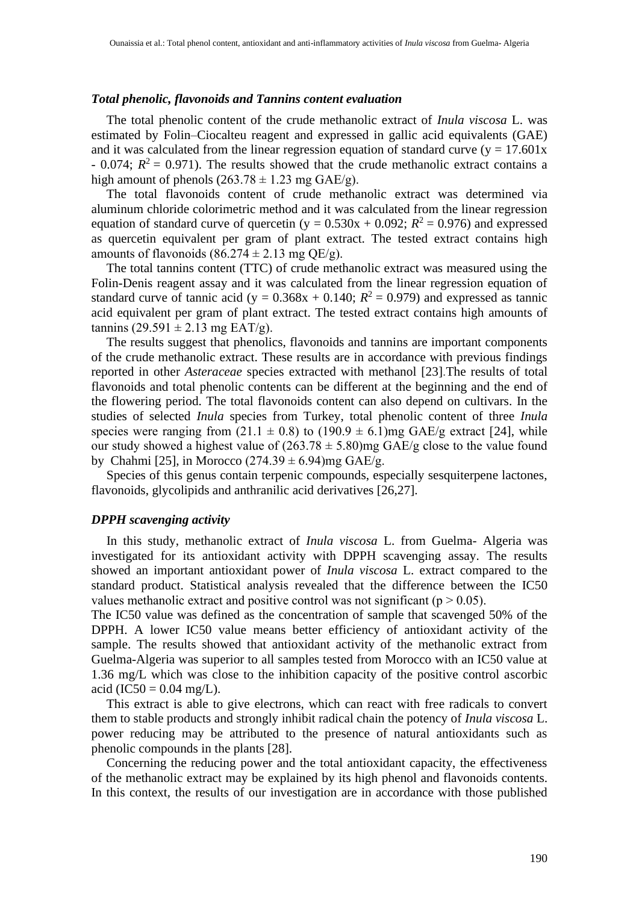### *Total phenolic, flavonoids and Tannins content evaluation*

The total phenolic content of the crude methanolic extract of *Inula viscosa* L. was estimated by Folin–Ciocalteu reagent and expressed in gallic acid equivalents (GAE) and it was calculated from the linear regression equation of standard curve ($y = 17.601x - 0.074$; $R^2 = 0.971$). The results showed that the crude methanolic extract contains a high amount of phenols ($263.78 \pm 1.23$ mg GAE/g).

The total flavonoids content of crude methanolic extract was determined via aluminum chloride colorimetric method and it was calculated from the linear regression equation of standard curve of quercetin ($y = 0.530x + 0.092$; $R^2 = 0.976$) and expressed as quercetin equivalent per gram of plant extract. The tested extract contains high amounts of flavonoids ($86.274 \pm 2.13$ mg QE/g).

The total tannins content (TTC) of crude methanolic extract was measured using the Folin-Denis reagent assay and it was calculated from the linear regression equation of standard curve of tannic acid ($y = 0.368x + 0.140$; $R^2 = 0.979$) and expressed as tannic acid equivalent per gram of plant extract. The tested extract contains high amounts of tannins ($29.591 \pm 2.13$ mg EAT/g).

The results suggest that phenolics, flavonoids and tannins are important components of the crude methanolic extract. These results are in accordance with previous findings reported in other *Asteraceae* species extracted with methanol [23].The results of total flavonoids and total phenolic contents can be different at the beginning and the end of the flowering period. The total flavonoids content can also depend on cultivars. In the studies of selected *Inula* species from Turkey, total phenolic content of three *Inula* species were ranging from ($21.1 \pm 0.8$) to ($190.9 \pm 6.1$)mg GAE/g extract [24], while our study showed a highest value of ($263.78 \pm 5.80$)mg GAE/g close to the value found by Chahmi [25], in Morocco ($274.39 \pm 6.94$)mg GAE/g.

Species of this genus contain terpenic compounds, especially sesquiterpene lactones, flavonoids, glycolipids and anthranilic acid derivatives [26,27].

### *DPPH scavenging activity*

In this study, methanolic extract of *Inula viscosa* L. from Guelma- Algeria was investigated for its antioxidant activity with DPPH scavenging assay. The results showed an important antioxidant power of *Inula viscosa* L. extract compared to the standard product. Statistical analysis revealed that the difference between the IC50 values methanolic extract and positive control was not significant ($p > 0.05$).

The IC50 value was defined as the concentration of sample that scavenged 50% of the DPPH. A lower IC50 value means better efficiency of antioxidant activity of the sample. The results showed that antioxidant activity of the methanolic extract from Guelma-Algeria was superior to all samples tested from Morocco with an IC50 value at 1.36 mg/L which was close to the inhibition capacity of the positive control ascorbic acid (IC50 = 0.04 mg/L).

This extract is able to give electrons, which can react with free radicals to convert them to stable products and strongly inhibit radical chain the potency of *Inula viscosa* L. power reducing may be attributed to the presence of natural antioxidants such as phenolic compounds in the plants [28].

Concerning the reducing power and the total antioxidant capacity, the effectiveness of the methanolic extract may be explained by its high phenol and flavonoids contents. In this context, the results of our investigation are in accordance with those published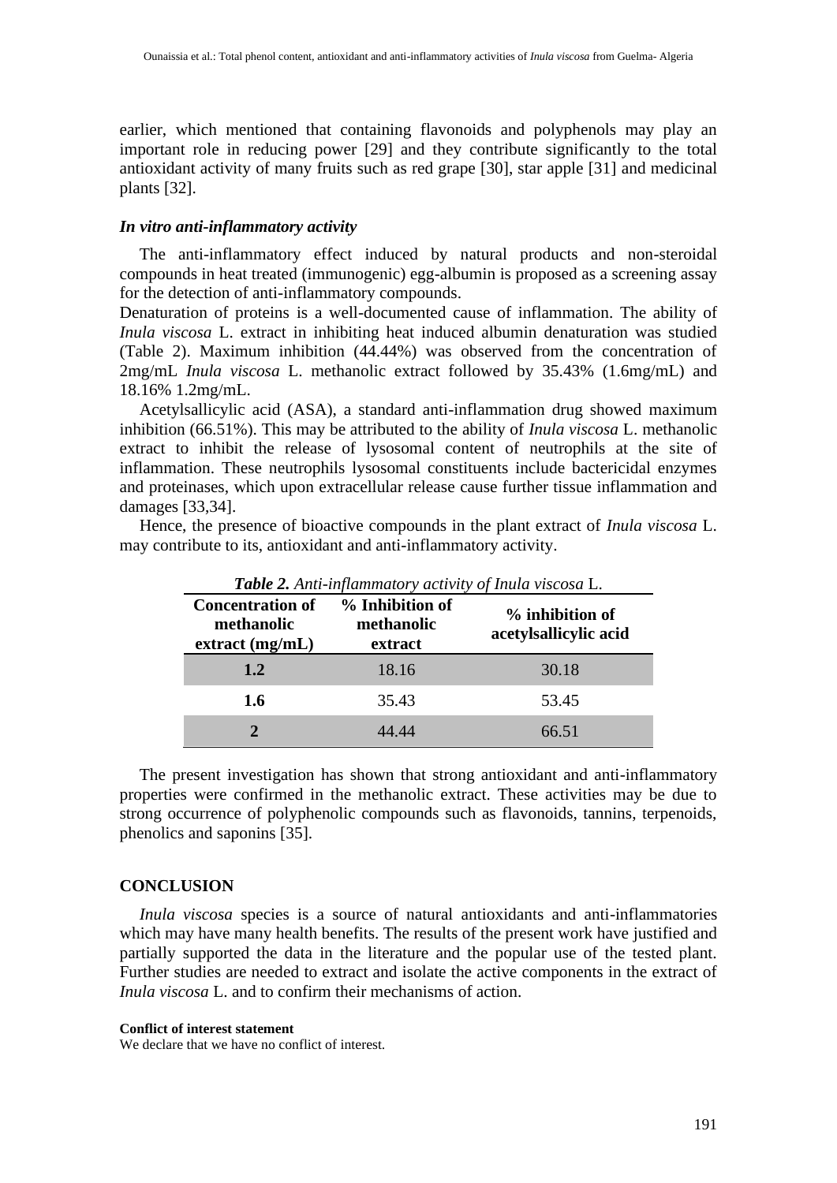earlier, which mentioned that containing flavonoids and polyphenols may play an important role in reducing power [29] and they contribute significantly to the total antioxidant activity of many fruits such as red grape [30], star apple [31] and medicinal plants [32].

### *In vitro anti-inflammatory activity*

The anti-inflammatory effect induced by natural products and non-steroidal compounds in heat treated (immunogenic) egg-albumin is proposed as a screening assay for the detection of anti-inflammatory compounds.

Denaturation of proteins is a well-documented cause of inflammation. The ability of *Inula viscosa* L. extract in inhibiting heat induced albumin denaturation was studied (Table 2). Maximum inhibition (44.44%) was observed from the concentration of 2mg/mL *Inula viscosa* L. methanolic extract followed by 35.43% (1.6mg/mL) and 18.16% 1.2mg/mL.

Acetylsallicylic acid (ASA), a standard anti-inflammation drug showed maximum inhibition (66.51%). This may be attributed to the ability of *Inula viscosa* L. methanolic extract to inhibit the release of lysosomal content of neutrophils at the site of inflammation. These neutrophils lysosomal constituents include bactericidal enzymes and proteinases, which upon extracellular release cause further tissue inflammation and damages [33,34].

Hence, the presence of bioactive compounds in the plant extract of *Inula viscosa* L. may contribute to its, antioxidant and anti-inflammatory activity.

***Table 2.*** *Anti-inflammatory activity of Inula viscosa* L.

| Concentration of methanolic extract (mg/mL) | % Inhibition of methanolic extract | % inhibition of acetylsallicylic acid |
|---|---|---|
| **1.2** | 18.16 | 30.18 |
| **1.6** | 35.43 | 53.45 |
| **2** | 44.44 | 66.51 |

The present investigation has shown that strong antioxidant and anti-inflammatory properties were confirmed in the methanolic extract. These activities may be due to strong occurrence of polyphenolic compounds such as flavonoids, tannins, terpenoids, phenolics and saponins [35].

## CONCLUSION

*Inula viscosa* species is a source of natural antioxidants and anti-inflammatories which may have many health benefits. The results of the present work have justified and partially supported the data in the literature and the popular use of the tested plant. Further studies are needed to extract and isolate the active components in the extract of *Inula viscosa* L. and to confirm their mechanisms of action.

**Conflict of interest statement**

We declare that we have no conflict of interest.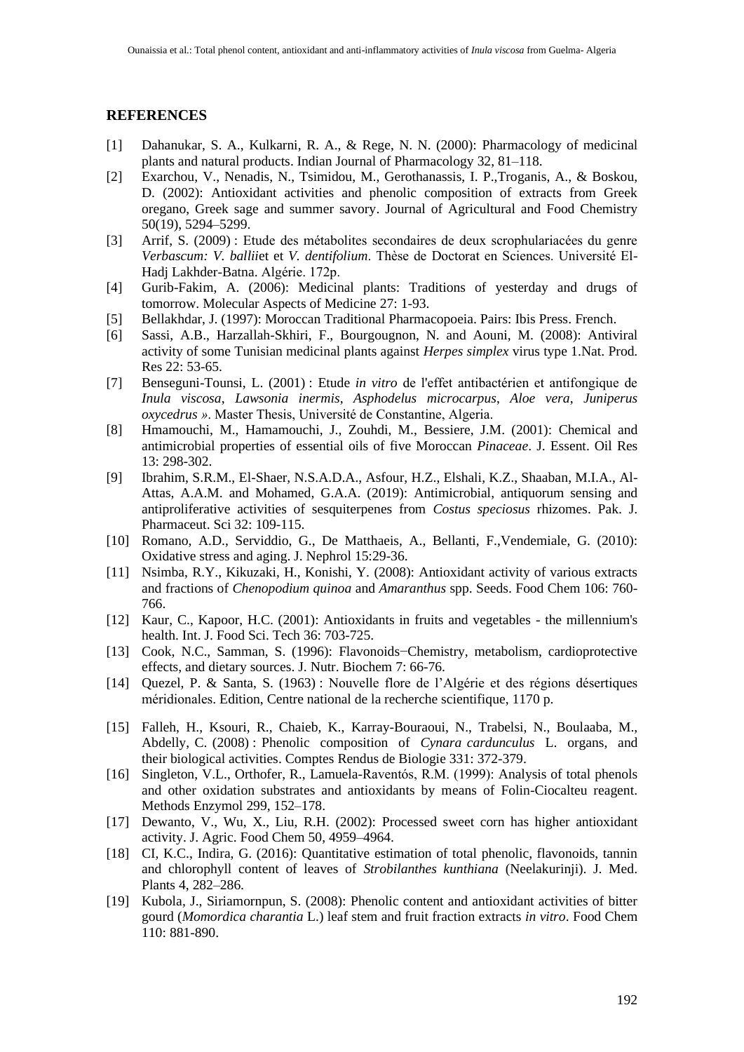## REFERENCES

[1] Dahanukar, S. A., Kulkarni, R. A., & Rege, N. N. (2000): Pharmacology of medicinal plants and natural products. Indian Journal of Pharmacology 32, 81–118.

[2] Exarchou, V., Nenadis, N., Tsimidou, M., Gerothanassis, I. P.,Troganis, A., & Boskou, D. (2002): Antioxidant activities and phenolic composition of extracts from Greek oregano, Greek sage and summer savory. Journal of Agricultural and Food Chemistry 50(19), 5294–5299.

[3] Arrif, S. (2009) : Etude des métabolites secondaires de deux scrophulariacées du genre *Verbascum: V. ballii*et et *V. dentifolium*. Thèse de Doctorat en Sciences. Université El-Hadj Lakhder-Batna. Algérie. 172p.

[4] Gurib-Fakim, A. (2006): Medicinal plants: Traditions of yesterday and drugs of tomorrow. Molecular Aspects of Medicine 27: 1-93.

[5] Bellakhdar, J. (1997): Moroccan Traditional Pharmacopoeia. Pairs: Ibis Press. French.

[6] Sassi, A.B., Harzallah-Skhiri, F., Bourgougnon, N. and Aouni, M. (2008): Antiviral activity of some Tunisian medicinal plants against *Herpes simplex* virus type 1.Nat. Prod. Res 22: 53-65.

[7] Benseguni-Tounsi, L. (2001) : Etude *in vitro* de l'effet antibactérien et antifongique de *Inula viscosa*, *Lawsonia inermis*, *Asphodelus microcarpus*, *Aloe vera*, *Juniperus oxycedrus »*. Master Thesis, Université de Constantine, Algeria.

[8] Hmamouchi, M., Hamamouchi, J., Zouhdi, M., Bessiere, J.M. (2001): Chemical and antimicrobial properties of essential oils of five Moroccan *Pinaceae*. J. Essent. Oil Res 13: 298-302.

[9] Ibrahim, S.R.M., El-Shaer, N.S.A.D.A., Asfour, H.Z., Elshali, K.Z., Shaaban, M.I.A., Al-Attas, A.A.M. and Mohamed, G.A.A. (2019): Antimicrobial, antiquorum sensing and antiproliferative activities of sesquiterpenes from *Costus speciosus* rhizomes. Pak. J. Pharmaceut. Sci 32: 109-115.

[10] Romano, A.D., Serviddio, G., De Matthaeis, A., Bellanti, F.,Vendemiale, G. (2010): Oxidative stress and aging. J. Nephrol 15:29-36.

[11] Nsimba, R.Y., Kikuzaki, H., Konishi, Y. (2008): Antioxidant activity of various extracts and fractions of *Chenopodium quinoa* and *Amaranthus* spp. Seeds. Food Chem 106: 760-766.

[12] Kaur, C., Kapoor, H.C. (2001): Antioxidants in fruits and vegetables - the millennium's health. Int. J. Food Sci. Tech 36: 703-725.

[13] Cook, N.C., Samman, S. (1996): Flavonoids−Chemistry, metabolism, cardioprotective effects, and dietary sources. J. Nutr. Biochem 7: 66-76.

[14] Quezel, P. & Santa, S. (1963) : Nouvelle flore de l'Algérie et des régions désertiques méridionales. Edition, Centre national de la recherche scientifique, 1170 p.

[15] Falleh, H., Ksouri, R., Chaieb, K., Karray-Bouraoui, N., Trabelsi, N., Boulaaba, M., Abdelly, C. (2008) : Phenolic composition of *Cynara cardunculus* L. organs, and their biological activities. Comptes Rendus de Biologie 331: 372-379.

[16] Singleton, V.L., Orthofer, R., Lamuela-Raventós, R.M. (1999): Analysis of total phenols and other oxidation substrates and antioxidants by means of Folin-Ciocalteu reagent. Methods Enzymol 299, 152–178.

[17] Dewanto, V., Wu, X., Liu, R.H. (2002): Processed sweet corn has higher antioxidant activity. J. Agric. Food Chem 50, 4959–4964.

[18] CI, K.C., Indira, G. (2016): Quantitative estimation of total phenolic, flavonoids, tannin and chlorophyll content of leaves of *Strobilanthes kunthiana* (Neelakurinji). J. Med. Plants 4, 282–286.

[19] Kubola, J., Siriamornpun, S. (2008): Phenolic content and antioxidant activities of bitter gourd (*Momordica charantia* L.) leaf stem and fruit fraction extracts *in vitro*. Food Chem 110: 881-890.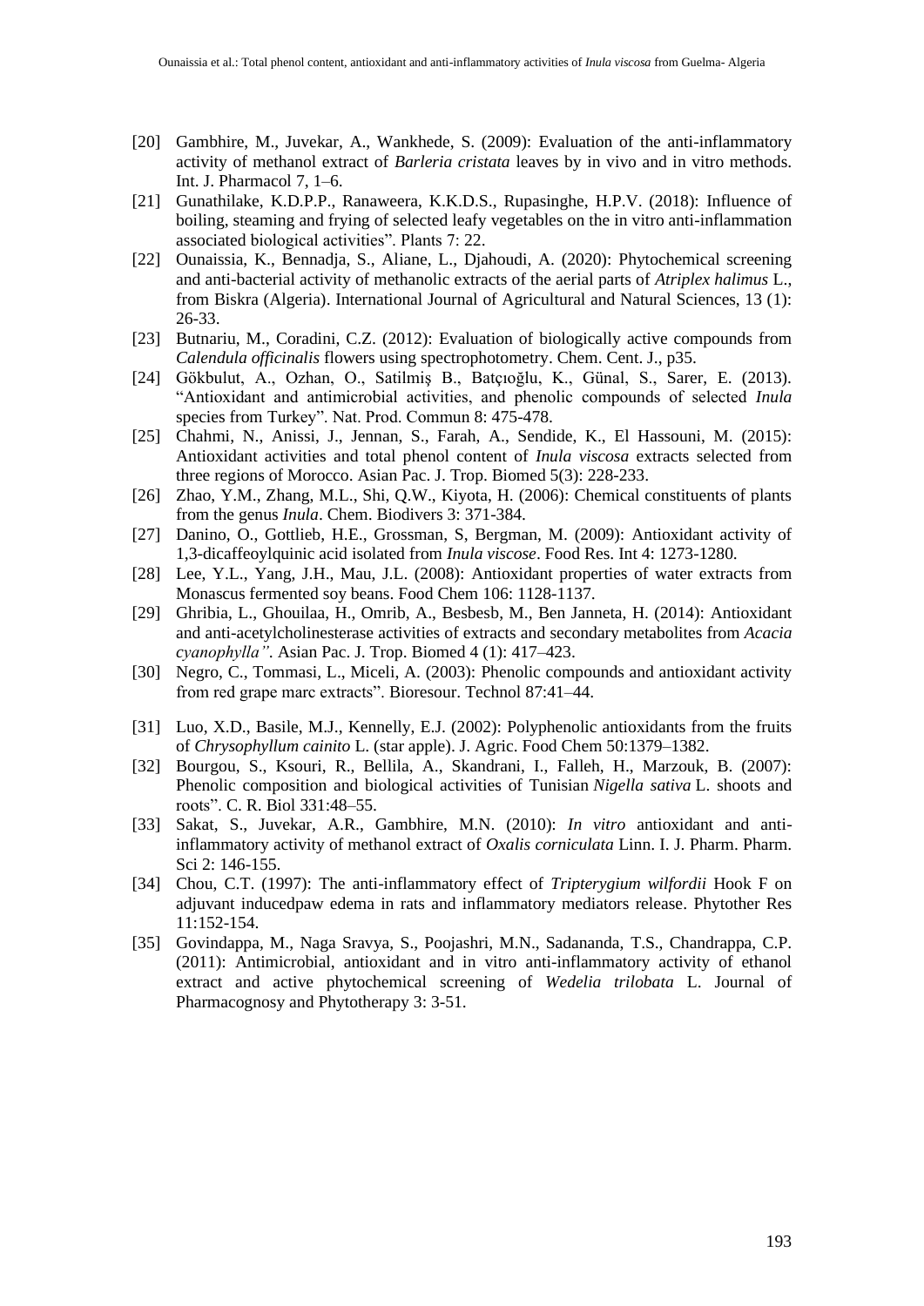[20] Gambhire, M., Juvekar, A., Wankhede, S. (2009): Evaluation of the anti-inflammatory activity of methanol extract of *Barleria cristata* leaves by in vivo and in vitro methods. Int. J. Pharmacol 7, 1–6.

[21] Gunathilake, K.D.P.P., Ranaweera, K.K.D.S., Rupasinghe, H.P.V. (2018): Influence of boiling, steaming and frying of selected leafy vegetables on the in vitro anti-inflammation associated biological activities". Plants 7: 22.

[22] Ounaissia, K., Bennadja, S., Aliane, L., Djahoudi, A. (2020): Phytochemical screening and anti-bacterial activity of methanolic extracts of the aerial parts of *Atriplex halimus* L., from Biskra (Algeria). International Journal of Agricultural and Natural Sciences, 13 (1): 26-33.

[23] Butnariu, M., Coradini, C.Z. (2012): Evaluation of biologically active compounds from *Calendula officinalis* flowers using spectrophotometry. Chem. Cent. J., p35.

[24] Gökbulut, A., Ozhan, O., Satilmiş B., Batçıoğlu, K., Günal, S., Sarer, E. (2013). "Antioxidant and antimicrobial activities, and phenolic compounds of selected *Inula* species from Turkey". Nat. Prod. Commun 8: 475-478.

[25] Chahmi, N., Anissi, J., Jennan, S., Farah, A., Sendide, K., El Hassouni, M. (2015): Antioxidant activities and total phenol content of *Inula viscosa* extracts selected from three regions of Morocco. Asian Pac. J. Trop. Biomed 5(3): 228-233.

[26] Zhao, Y.M., Zhang, M.L., Shi, Q.W., Kiyota, H. (2006): Chemical constituents of plants from the genus *Inula*. Chem. Biodivers 3: 371-384.

[27] Danino, O., Gottlieb, H.E., Grossman, S, Bergman, M. (2009): Antioxidant activity of 1,3-dicaffeoylquinic acid isolated from *Inula viscose*. Food Res. Int 4: 1273-1280.

[28] Lee, Y.L., Yang, J.H., Mau, J.L. (2008): Antioxidant properties of water extracts from Monascus fermented soy beans. Food Chem 106: 1128-1137.

[29] Ghribia, L., Ghouilaa, H., Omrib, A., Besbesb, M., Ben Janneta, H. (2014): Antioxidant and anti-acetylcholinesterase activities of extracts and secondary metabolites from *Acacia cyanophylla"*. Asian Pac. J. Trop. Biomed 4 (1): 417–423.

[30] Negro, C., Tommasi, L., Miceli, A. (2003): Phenolic compounds and antioxidant activity from red grape marc extracts". Bioresour. Technol 87:41–44.

[31] Luo, X.D., Basile, M.J., Kennelly, E.J. (2002): Polyphenolic antioxidants from the fruits of *Chrysophyllum cainito* L. (star apple). J. Agric. Food Chem 50:1379–1382.

[32] Bourgou, S., Ksouri, R., Bellila, A., Skandrani, I., Falleh, H., Marzouk, B. (2007): Phenolic composition and biological activities of Tunisian *Nigella sativa* L. shoots and roots". C. R. Biol 331:48–55.

[33] Sakat, S., Juvekar, A.R., Gambhire, M.N. (2010): *In vitro* antioxidant and anti-inflammatory activity of methanol extract of *Oxalis corniculata* Linn. I. J. Pharm. Pharm. Sci 2: 146-155.

[34] Chou, C.T. (1997): The anti-inflammatory effect of *Tripterygium wilfordii* Hook F on adjuvant inducedpaw edema in rats and inflammatory mediators release. Phytother Res 11:152-154.

[35] Govindappa, M., Naga Sravya, S., Poojashri, M.N., Sadananda, T.S., Chandrappa, C.P. (2011): Antimicrobial, antioxidant and in vitro anti-inflammatory activity of ethanol extract and active phytochemical screening of *Wedelia trilobata* L. Journal of Pharmacognosy and Phytotherapy 3: 3-51.